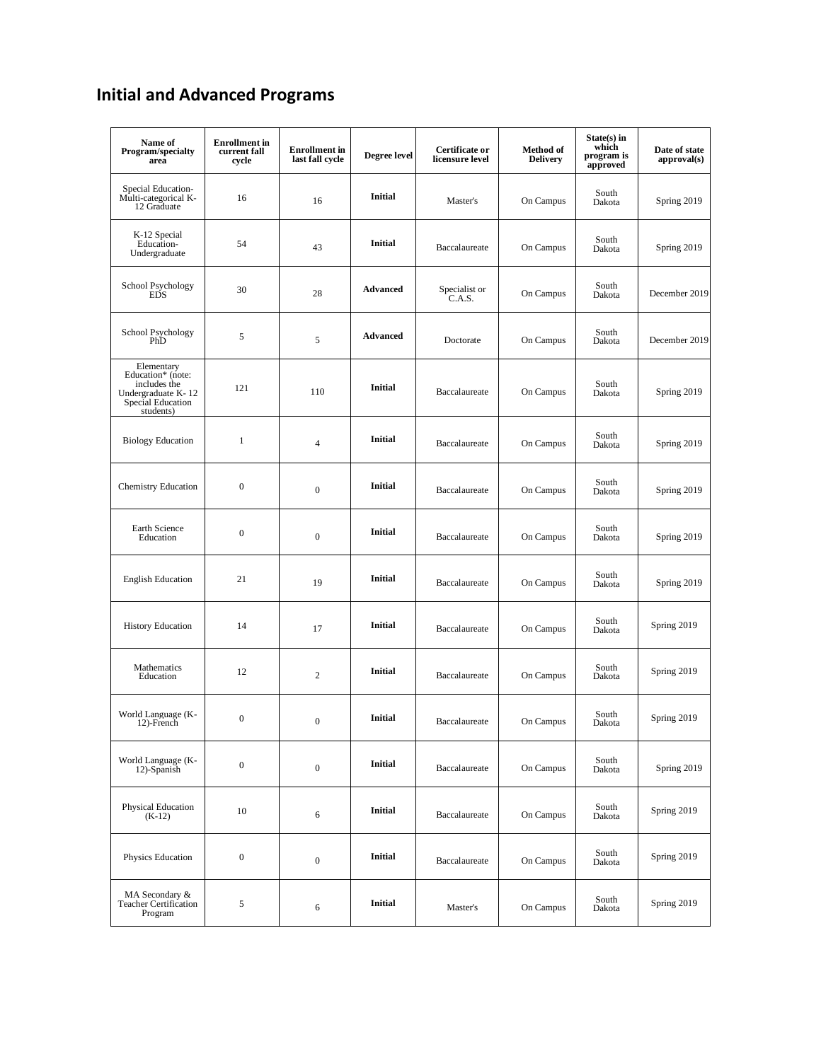## Initial and Advanced Programs

| Name of Program/specialty area | Enrollment in current fall cycle | Enrollment in last fall cycle | Degree level | Certificate or licensure level | Method of Delivery | State(s) in which program is approved | Date of state approval(s) |
|---|---|---|---|---|---|---|---|
| Special Education-Multi-categorical K-12 Graduate | 16 | 16 | **Initial** | Master's | On Campus | South Dakota | Spring 2019 |
| K-12 Special Education-Undergraduate | 54 | 43 | **Initial** | Baccalaureate | On Campus | South Dakota | Spring 2019 |
| School Psychology EDS | 30 | 28 | **Advanced** | Specialist or C.A.S. | On Campus | South Dakota | December 2019 |
| School Psychology PhD | 5 | 5 | **Advanced** | Doctorate | On Campus | South Dakota | December 2019 |
| Elementary Education* (note: includes the Undergraduate K-12 Special Education students) | 121 | 110 | **Initial** | Baccalaureate | On Campus | South Dakota | Spring 2019 |
| Biology Education | 1 | 4 | **Initial** | Baccalaureate | On Campus | South Dakota | Spring 2019 |
| Chemistry Education | 0 | 0 | **Initial** | Baccalaureate | On Campus | South Dakota | Spring 2019 |
| Earth Science Education | 0 | 0 | **Initial** | Baccalaureate | On Campus | South Dakota | Spring 2019 |
| English Education | 21 | 19 | **Initial** | Baccalaureate | On Campus | South Dakota | Spring 2019 |
| History Education | 14 | 17 | **Initial** | Baccalaureate | On Campus | South Dakota | Spring 2019 |
| Mathematics Education | 12 | 2 | **Initial** | Baccalaureate | On Campus | South Dakota | Spring 2019 |
| World Language (K-12)-French | 0 | 0 | **Initial** | Baccalaureate | On Campus | South Dakota | Spring 2019 |
| World Language (K-12)-Spanish | 0 | 0 | **Initial** | Baccalaureate | On Campus | South Dakota | Spring 2019 |
| Physical Education (K-12) | 10 | 6 | **Initial** | Baccalaureate | On Campus | South Dakota | Spring 2019 |
| Physics Education | 0 | 0 | **Initial** | Baccalaureate | On Campus | South Dakota | Spring 2019 |
| MA Secondary & Teacher Certification Program | 5 | 6 | **Initial** | Master's | On Campus | South Dakota | Spring 2019 |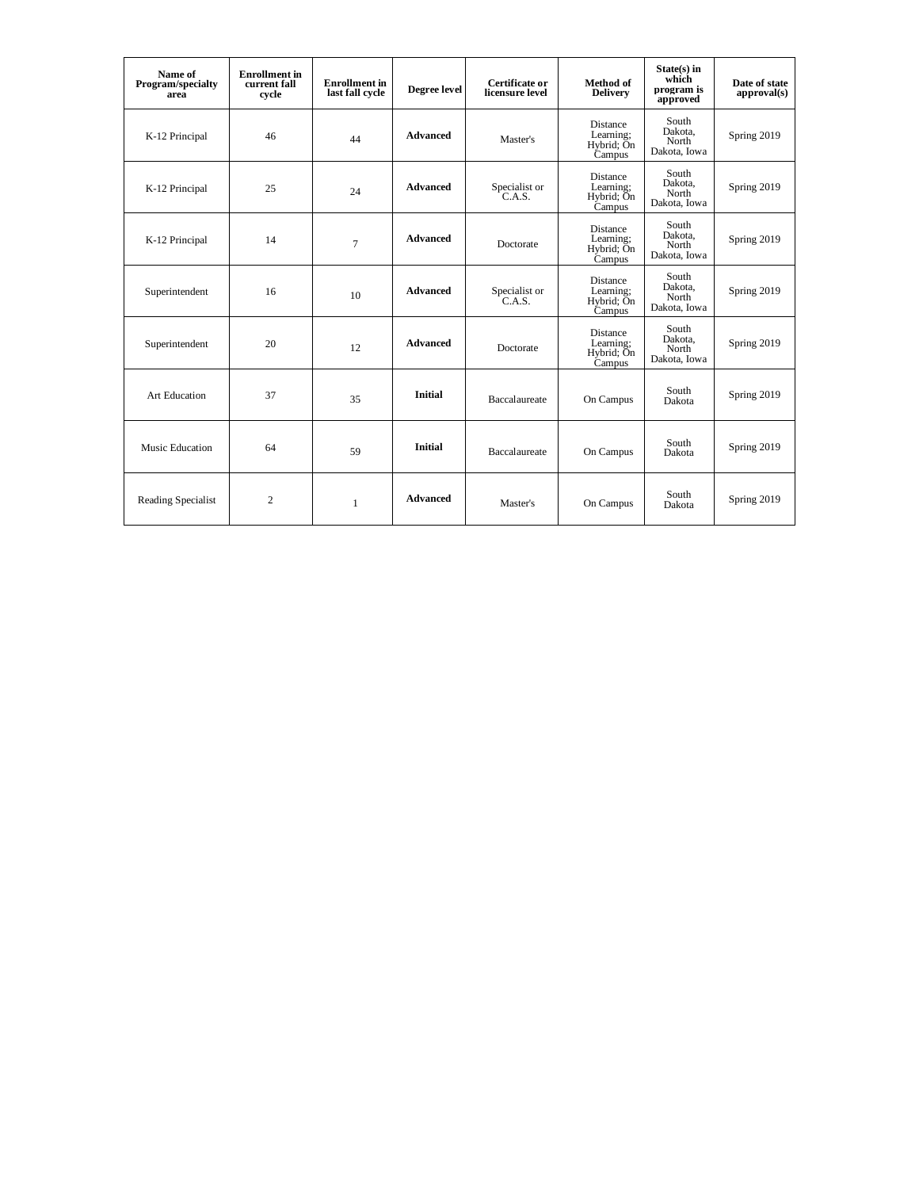| Name of Program/specialty area | Enrollment in current fall cycle | Enrollment in last fall cycle | Degree level | Certificate or licensure level | Method of Delivery | State(s) in which program is approved | Date of state approval(s) |
|---|---|---|---|---|---|---|---|
| K-12 Principal | 46 | 44 | **Advanced** | Master's | Distance Learning; Hybrid; On Campus | South Dakota, North Dakota, Iowa | Spring 2019 |
| K-12 Principal | 25 | 24 | **Advanced** | Specialist or C.A.S. | Distance Learning; Hybrid; On Campus | South Dakota, North Dakota, Iowa | Spring 2019 |
| K-12 Principal | 14 | 7 | **Advanced** | Doctorate | Distance Learning; Hybrid; On Campus | South Dakota, North Dakota, Iowa | Spring 2019 |
| Superintendent | 16 | 10 | **Advanced** | Specialist or C.A.S. | Distance Learning; Hybrid; On Campus | South Dakota, North Dakota, Iowa | Spring 2019 |
| Superintendent | 20 | 12 | **Advanced** | Doctorate | Distance Learning; Hybrid; On Campus | South Dakota, North Dakota, Iowa | Spring 2019 |
| Art Education | 37 | 35 | **Initial** | Baccalaureate | On Campus | South Dakota | Spring 2019 |
| Music Education | 64 | 59 | **Initial** | Baccalaureate | On Campus | South Dakota | Spring 2019 |
| Reading Specialist | 2 | 1 | **Advanced** | Master's | On Campus | South Dakota | Spring 2019 |